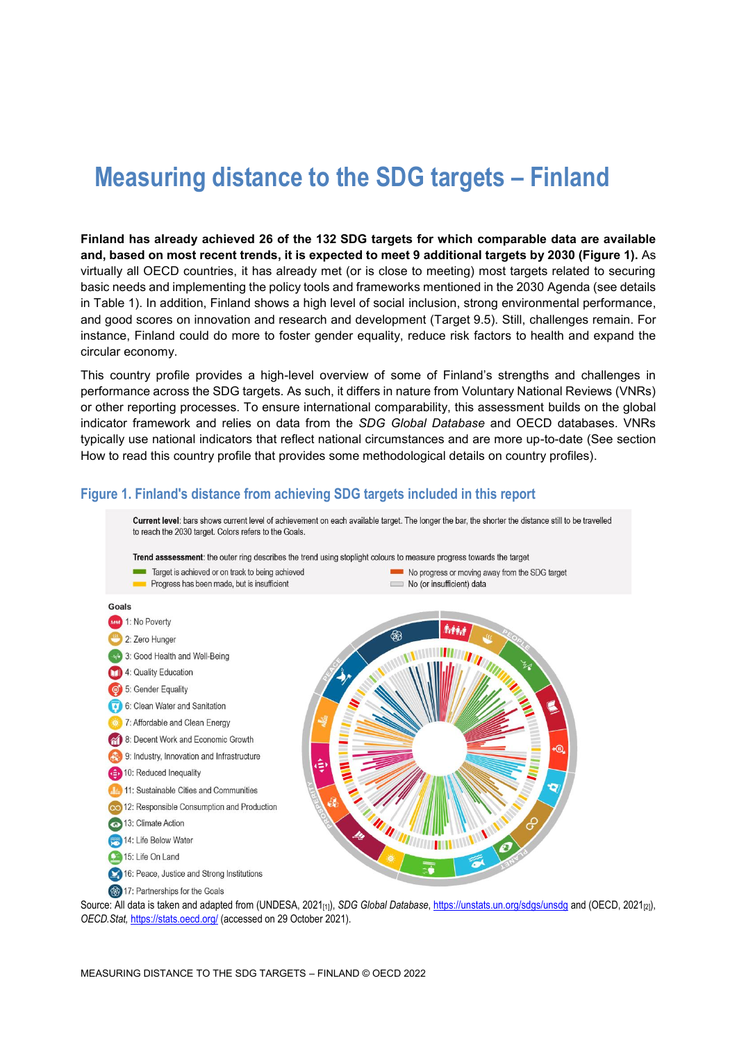# Measuring distance to the SDG targets – Finland

**Finland has already achieved 26 of the 132 SDG targets for which comparable data are available and, based on most recent trends, it is expected to meet 9 additional targets by 2030 (Figure 1).** As virtually all OECD countries, it has already met (or is close to meeting) most targets related to securing basic needs and implementing the policy tools and frameworks mentioned in the 2030 Agenda (see details in Table 1). In addition, Finland shows a high level of social inclusion, strong environmental performance, and good scores on innovation and research and development (Target 9.5). Still, challenges remain. For instance, Finland could do more to foster gender equality, reduce risk factors to health and expand the circular economy.

This country profile provides a high-level overview of some of Finland's strengths and challenges in performance across the SDG targets. As such, it differs in nature from Voluntary National Reviews (VNRs) or other reporting processes. To ensure international comparability, this assessment builds on the global indicator framework and relies on data from the *SDG Global Database* and OECD databases. VNRs typically use national indicators that reflect national circumstances and are more up-to-date (See section How to read this country profile that provides some methodological details on country profiles).

## Figure 1. Finland's distance from achieving SDG targets included in this report

**Current level**: bars shows current level of achievement on each available target. The longer the bar, the shorter the distance still to be travelled to reach the 2030 target. Colors refers to the Goals.

**Trend asssessment**: the outer ring describes the trend using stoplight colours to measure progress towards the target

- Target is achieved or on track to being achieved
- Progress has been made, but is insufficient
- No progress or moving away from the SDG target
- No (or insufficient) data

Goals

- 1: No Poverty
- 2: Zero Hunger
- 3: Good Health and Well-Being
- 4: Quality Education
- 5: Gender Equality
- 6: Clean Water and Sanitation
- 7: Affordable and Clean Energy
- 8: Decent Work and Economic Growth
- 9: Industry, Innovation and Infrastructure
- 10: Reduced Inequality
- 11: Sustainable Cities and Communities
- 12: Responsible Consumption and Production
- 13: Climate Action
- 14: Life Below Water
- 15: Life On Land
- 16: Peace, Justice and Strong Institutions
- 17: Partnerships for the Goals

Source: All data is taken and adapted from (UNDESA, 2021[1]), *SDG Global Database*, https://unstats.un.org/sdgs/unsdg and (OECD, 2021[2]), *OECD.Stat*, https://stats.oecd.org/ (accessed on 29 October 2021).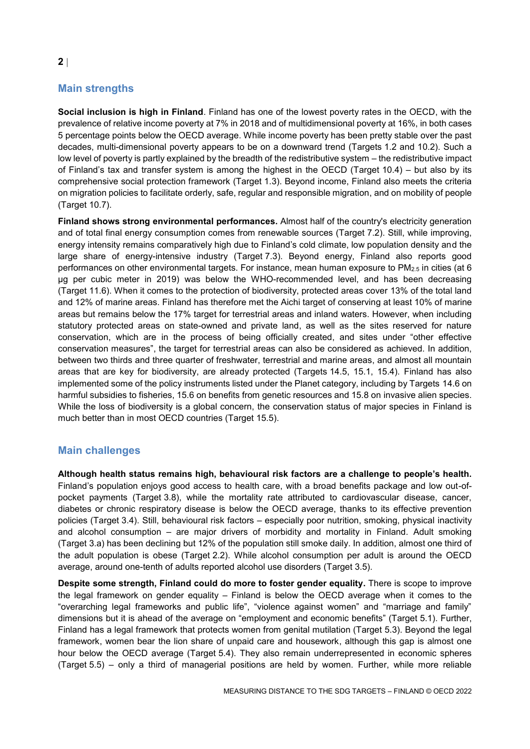## Main strengths

**Social inclusion is high in Finland**. Finland has one of the lowest poverty rates in the OECD, with the prevalence of relative income poverty at 7% in 2018 and of multidimensional poverty at 16%, in both cases 5 percentage points below the OECD average. While income poverty has been pretty stable over the past decades, multi-dimensional poverty appears to be on a downward trend (Targets 1.2 and 10.2). Such a low level of poverty is partly explained by the breadth of the redistributive system – the redistributive impact of Finland's tax and transfer system is among the highest in the OECD (Target 10.4) – but also by its comprehensive social protection framework (Target 1.3). Beyond income, Finland also meets the criteria on migration policies to facilitate orderly, safe, regular and responsible migration, and on mobility of people (Target 10.7).

**Finland shows strong environmental performances.** Almost half of the country's electricity generation and of total final energy consumption comes from renewable sources (Target 7.2). Still, while improving, energy intensity remains comparatively high due to Finland's cold climate, low population density and the large share of energy-intensive industry (Target 7.3). Beyond energy, Finland also reports good performances on other environmental targets. For instance, mean human exposure to $PM_{2.5}$ in cities (at 6 µg per cubic meter in 2019) was below the WHO-recommended level, and has been decreasing (Target 11.6). When it comes to the protection of biodiversity, protected areas cover 13% of the total land and 12% of marine areas. Finland has therefore met the Aichi target of conserving at least 10% of marine areas but remains below the 17% target for terrestrial areas and inland waters. However, when including statutory protected areas on state-owned and private land, as well as the sites reserved for nature conservation, which are in the process of being officially created, and sites under "other effective conservation measures", the target for terrestrial areas can also be considered as achieved. In addition, between two thirds and three quarter of freshwater, terrestrial and marine areas, and almost all mountain areas that are key for biodiversity, are already protected (Targets 14.5, 15.1, 15.4). Finland has also implemented some of the policy instruments listed under the Planet category, including by Targets 14.6 on harmful subsidies to fisheries, 15.6 on benefits from genetic resources and 15.8 on invasive alien species. While the loss of biodiversity is a global concern, the conservation status of major species in Finland is much better than in most OECD countries (Target 15.5).

## Main challenges

**Although health status remains high, behavioural risk factors are a challenge to people's health.** Finland's population enjoys good access to health care, with a broad benefits package and low out-of-pocket payments (Target 3.8), while the mortality rate attributed to cardiovascular disease, cancer, diabetes or chronic respiratory disease is below the OECD average, thanks to its effective prevention policies (Target 3.4). Still, behavioural risk factors – especially poor nutrition, smoking, physical inactivity and alcohol consumption – are major drivers of morbidity and mortality in Finland. Adult smoking (Target 3.a) has been declining but 12% of the population still smoke daily. In addition, almost one third of the adult population is obese (Target 2.2). While alcohol consumption per adult is around the OECD average, around one-tenth of adults reported alcohol use disorders (Target 3.5).

**Despite some strength, Finland could do more to foster gender equality.** There is scope to improve the legal framework on gender equality – Finland is below the OECD average when it comes to the "overarching legal frameworks and public life", "violence against women" and "marriage and family" dimensions but it is ahead of the average on "employment and economic benefits" (Target 5.1). Further, Finland has a legal framework that protects women from genital mutilation (Target 5.3). Beyond the legal framework, women bear the lion share of unpaid care and housework, although this gap is almost one hour below the OECD average (Target 5.4). They also remain underrepresented in economic spheres (Target 5.5) – only a third of managerial positions are held by women. Further, while more reliable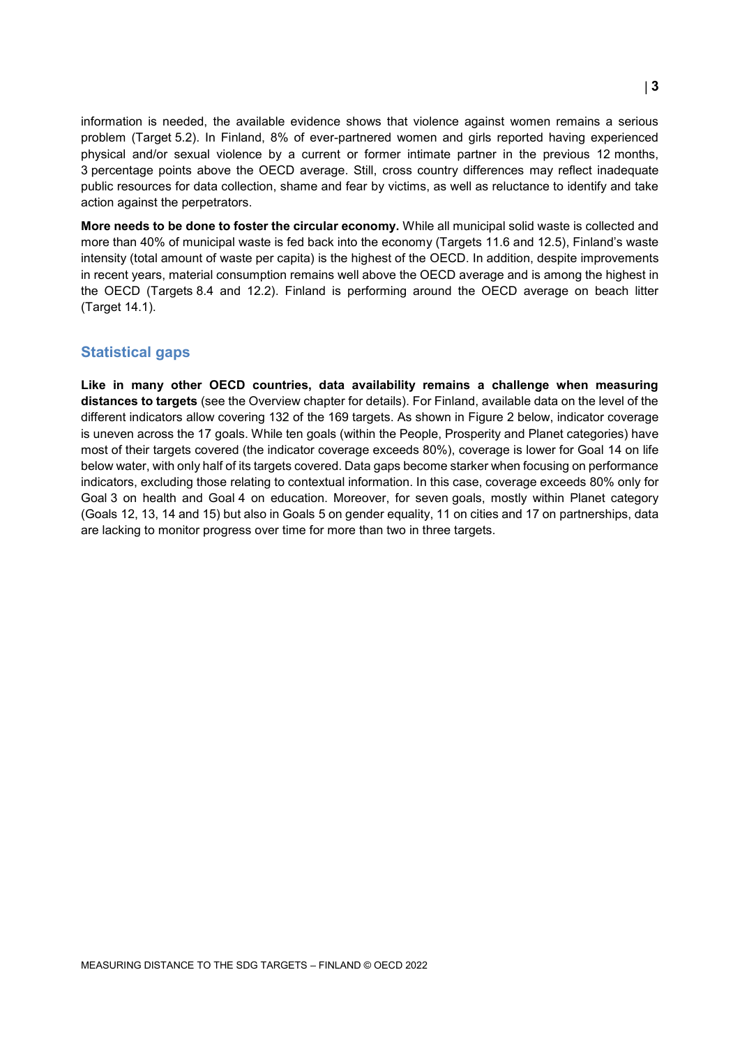information is needed, the available evidence shows that violence against women remains a serious problem (Target 5.2). In Finland, 8% of ever-partnered women and girls reported having experienced physical and/or sexual violence by a current or former intimate partner in the previous 12 months, 3 percentage points above the OECD average. Still, cross country differences may reflect inadequate public resources for data collection, shame and fear by victims, as well as reluctance to identify and take action against the perpetrators.

**More needs to be done to foster the circular economy.** While all municipal solid waste is collected and more than 40% of municipal waste is fed back into the economy (Targets 11.6 and 12.5), Finland's waste intensity (total amount of waste per capita) is the highest of the OECD. In addition, despite improvements in recent years, material consumption remains well above the OECD average and is among the highest in the OECD (Targets 8.4 and 12.2). Finland is performing around the OECD average on beach litter (Target 14.1).

## Statistical gaps

**Like in many other OECD countries, data availability remains a challenge when measuring distances to targets** (see the Overview chapter for details). For Finland, available data on the level of the different indicators allow covering 132 of the 169 targets. As shown in Figure 2 below, indicator coverage is uneven across the 17 goals. While ten goals (within the People, Prosperity and Planet categories) have most of their targets covered (the indicator coverage exceeds 80%), coverage is lower for Goal 14 on life below water, with only half of its targets covered. Data gaps become starker when focusing on performance indicators, excluding those relating to contextual information. In this case, coverage exceeds 80% only for Goal 3 on health and Goal 4 on education. Moreover, for seven goals, mostly within Planet category (Goals 12, 13, 14 and 15) but also in Goals 5 on gender equality, 11 on cities and 17 on partnerships, data are lacking to monitor progress over time for more than two in three targets.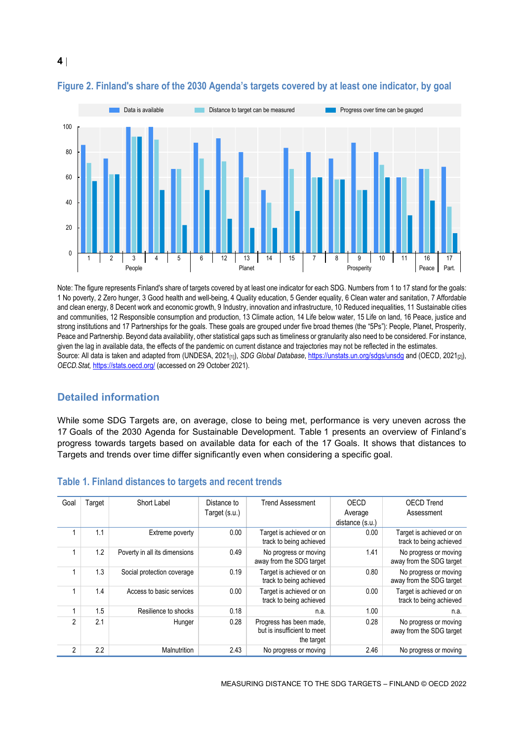## Figure 2. Finland's share of the 2030 Agenda's targets covered by at least one indicator, by goal

Note: The figure represents Finland's share of targets covered by at least one indicator for each SDG. Numbers from 1 to 17 stand for the goals: 1 No poverty, 2 Zero hunger, 3 Good health and well-being, 4 Quality education, 5 Gender equality, 6 Clean water and sanitation, 7 Affordable and clean energy, 8 Decent work and economic growth, 9 Industry, innovation and infrastructure, 10 Reduced inequalities, 11 Sustainable cities and communities, 12 Responsible consumption and production, 13 Climate action, 14 Life below water, 15 Life on land, 16 Peace, justice and strong institutions and 17 Partnerships for the goals. These goals are grouped under five broad themes (the "5Ps"): People, Planet, Prosperity, Peace and Partnership. Beyond data availability, other statistical gaps such as timeliness or granularity also need to be considered. For instance, given the lag in available data, the effects of the pandemic on current distance and trajectories may not be reflected in the estimates.
Source: All data is taken and adapted from (UNDESA, 2021[1]), *SDG Global Database*, https://unstats.un.org/sdgs/unsdg and (OECD, 2021[2]), *OECD.Stat*, https://stats.oecd.org/ (accessed on 29 October 2021).

## Detailed information

While some SDG Targets are, on average, close to being met, performance is very uneven across the 17 Goals of the 2030 Agenda for Sustainable Development. Table 1 presents an overview of Finland's progress towards targets based on available data for each of the 17 Goals. It shows that distances to Targets and trends over time differ significantly even when considering a specific goal.

## Table 1. Finland distances to targets and recent trends

| Goal | Target | Short Label | Distance to Target (s.u.) | Trend Assessment | OECD Average distance (s.u.) | OECD Trend Assessment |
|---|---|---|---|---|---|---|
| 1 | 1.1 | Extreme poverty | 0.00 | Target is achieved or on track to being achieved | 0.00 | Target is achieved or on track to being achieved |
| 1 | 1.2 | Poverty in all its dimensions | 0.49 | No progress or moving away from the SDG target | 1.41 | No progress or moving away from the SDG target |
| 1 | 1.3 | Social protection coverage | 0.19 | Target is achieved or on track to being achieved | 0.80 | No progress or moving away from the SDG target |
| 1 | 1.4 | Access to basic services | 0.00 | Target is achieved or on track to being achieved | 0.00 | Target is achieved or on track to being achieved |
| 1 | 1.5 | Resilience to shocks | 0.18 | n.a. | 1.00 | n.a. |
| 2 | 2.1 | Hunger | 0.28 | Progress has been made, but is insufficient to meet the target | 0.28 | No progress or moving away from the SDG target |
| 2 | 2.2 | Malnutrition | 2.43 | No progress or moving | 2.46 | No progress or moving |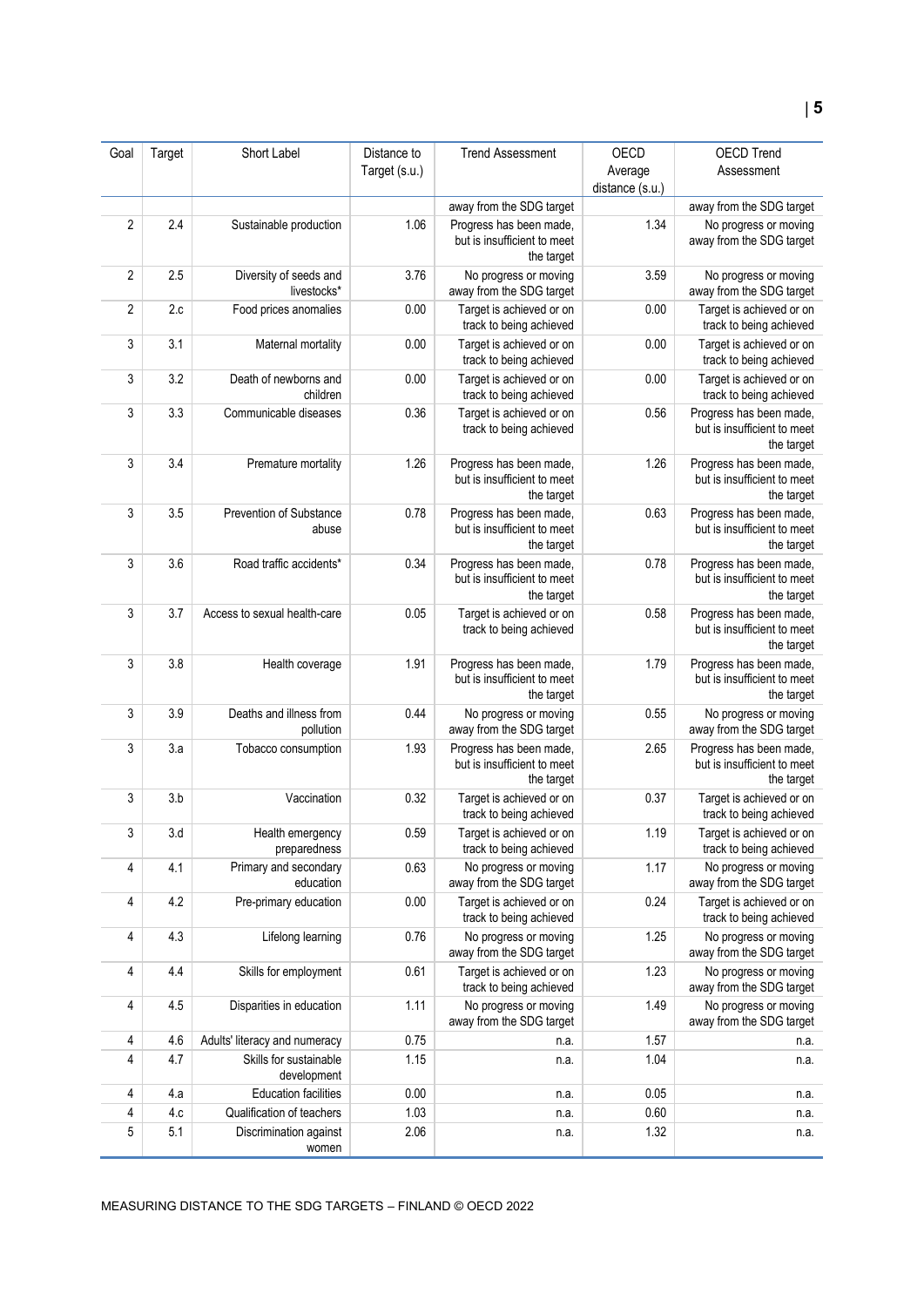| Goal | Target | Short Label | Distance to Target (s.u.) | Trend Assessment | OECD Average distance (s.u.) | OECD Trend Assessment |
|---|---|---|---|---|---|---|
| | | | | away from the SDG target | | away from the SDG target |
| 2 | 2.4 | Sustainable production | 1.06 | Progress has been made, but is insufficient to meet the target | 1.34 | No progress or moving away from the SDG target |
| 2 | 2.5 | Diversity of seeds and livestocks* | 3.76 | No progress or moving away from the SDG target | 3.59 | No progress or moving away from the SDG target |
| 2 | 2.c | Food prices anomalies | 0.00 | Target is achieved or on track to being achieved | 0.00 | Target is achieved or on track to being achieved |
| 3 | 3.1 | Maternal mortality | 0.00 | Target is achieved or on track to being achieved | 0.00 | Target is achieved or on track to being achieved |
| 3 | 3.2 | Death of newborns and children | 0.00 | Target is achieved or on track to being achieved | 0.00 | Target is achieved or on track to being achieved |
| 3 | 3.3 | Communicable diseases | 0.36 | Target is achieved or on track to being achieved | 0.56 | Progress has been made, but is insufficient to meet the target |
| 3 | 3.4 | Premature mortality | 1.26 | Progress has been made, but is insufficient to meet the target | 1.26 | Progress has been made, but is insufficient to meet the target |
| 3 | 3.5 | Prevention of Substance abuse | 0.78 | Progress has been made, but is insufficient to meet the target | 0.63 | Progress has been made, but is insufficient to meet the target |
| 3 | 3.6 | Road traffic accidents* | 0.34 | Progress has been made, but is insufficient to meet the target | 0.78 | Progress has been made, but is insufficient to meet the target |
| 3 | 3.7 | Access to sexual health-care | 0.05 | Target is achieved or on track to being achieved | 0.58 | Progress has been made, but is insufficient to meet the target |
| 3 | 3.8 | Health coverage | 1.91 | Progress has been made, but is insufficient to meet the target | 1.79 | Progress has been made, but is insufficient to meet the target |
| 3 | 3.9 | Deaths and illness from pollution | 0.44 | No progress or moving away from the SDG target | 0.55 | No progress or moving away from the SDG target |
| 3 | 3.a | Tobacco consumption | 1.93 | Progress has been made, but is insufficient to meet the target | 2.65 | Progress has been made, but is insufficient to meet the target |
| 3 | 3.b | Vaccination | 0.32 | Target is achieved or on track to being achieved | 0.37 | Target is achieved or on track to being achieved |
| 3 | 3.d | Health emergency preparedness | 0.59 | Target is achieved or on track to being achieved | 1.19 | Target is achieved or on track to being achieved |
| 4 | 4.1 | Primary and secondary education | 0.63 | No progress or moving away from the SDG target | 1.17 | No progress or moving away from the SDG target |
| 4 | 4.2 | Pre-primary education | 0.00 | Target is achieved or on track to being achieved | 0.24 | Target is achieved or on track to being achieved |
| 4 | 4.3 | Lifelong learning | 0.76 | No progress or moving away from the SDG target | 1.25 | No progress or moving away from the SDG target |
| 4 | 4.4 | Skills for employment | 0.61 | Target is achieved or on track to being achieved | 1.23 | No progress or moving away from the SDG target |
| 4 | 4.5 | Disparities in education | 1.11 | No progress or moving away from the SDG target | 1.49 | No progress or moving away from the SDG target |
| 4 | 4.6 | Adults' literacy and numeracy | 0.75 | n.a. | 1.57 | n.a. |
| 4 | 4.7 | Skills for sustainable development | 1.15 | n.a. | 1.04 | n.a. |
| 4 | 4.a | Education facilities | 0.00 | n.a. | 0.05 | n.a. |
| 4 | 4.c | Qualification of teachers | 1.03 | n.a. | 0.60 | n.a. |
| 5 | 5.1 | Discrimination against women | 2.06 | n.a. | 1.32 | n.a. |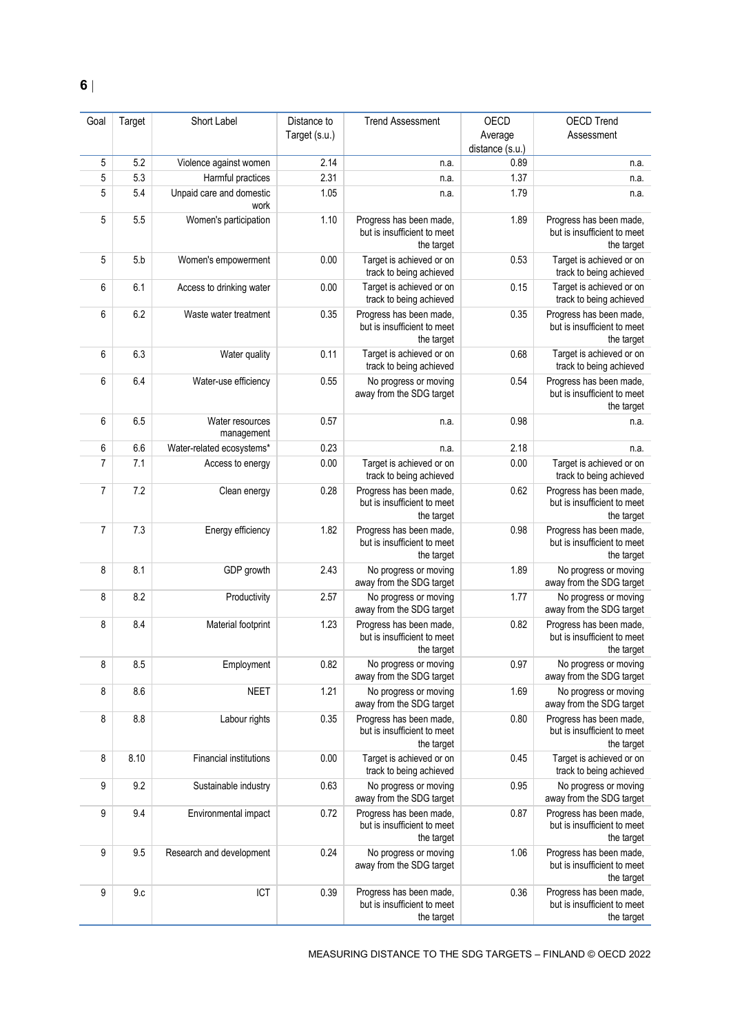| Goal | Target | Short Label | Distance to Target (s.u.) | Trend Assessment | OECD Average distance (s.u.) | OECD Trend Assessment |
|---|---|---|---|---|---|---|
| 5 | 5.2 | Violence against women | 2.14 | n.a. | 0.89 | n.a. |
| 5 | 5.3 | Harmful practices | 2.31 | n.a. | 1.37 | n.a. |
| 5 | 5.4 | Unpaid care and domestic work | 1.05 | n.a. | 1.79 | n.a. |
| 5 | 5.5 | Women's participation | 1.10 | Progress has been made, but is insufficient to meet the target | 1.89 | Progress has been made, but is insufficient to meet the target |
| 5 | 5.b | Women's empowerment | 0.00 | Target is achieved or on track to being achieved | 0.53 | Target is achieved or on track to being achieved |
| 6 | 6.1 | Access to drinking water | 0.00 | Target is achieved or on track to being achieved | 0.15 | Target is achieved or on track to being achieved |
| 6 | 6.2 | Waste water treatment | 0.35 | Progress has been made, but is insufficient to meet the target | 0.35 | Progress has been made, but is insufficient to meet the target |
| 6 | 6.3 | Water quality | 0.11 | Target is achieved or on track to being achieved | 0.68 | Target is achieved or on track to being achieved |
| 6 | 6.4 | Water-use efficiency | 0.55 | No progress or moving away from the SDG target | 0.54 | Progress has been made, but is insufficient to meet the target |
| 6 | 6.5 | Water resources management | 0.57 | n.a. | 0.98 | n.a. |
| 6 | 6.6 | Water-related ecosystems* | 0.23 | n.a. | 2.18 | n.a. |
| 7 | 7.1 | Access to energy | 0.00 | Target is achieved or on track to being achieved | 0.00 | Target is achieved or on track to being achieved |
| 7 | 7.2 | Clean energy | 0.28 | Progress has been made, but is insufficient to meet the target | 0.62 | Progress has been made, but is insufficient to meet the target |
| 7 | 7.3 | Energy efficiency | 1.82 | Progress has been made, but is insufficient to meet the target | 0.98 | Progress has been made, but is insufficient to meet the target |
| 8 | 8.1 | GDP growth | 2.43 | No progress or moving away from the SDG target | 1.89 | No progress or moving away from the SDG target |
| 8 | 8.2 | Productivity | 2.57 | No progress or moving away from the SDG target | 1.77 | No progress or moving away from the SDG target |
| 8 | 8.4 | Material footprint | 1.23 | Progress has been made, but is insufficient to meet the target | 0.82 | Progress has been made, but is insufficient to meet the target |
| 8 | 8.5 | Employment | 0.82 | No progress or moving away from the SDG target | 0.97 | No progress or moving away from the SDG target |
| 8 | 8.6 | NEET | 1.21 | No progress or moving away from the SDG target | 1.69 | No progress or moving away from the SDG target |
| 8 | 8.8 | Labour rights | 0.35 | Progress has been made, but is insufficient to meet the target | 0.80 | Progress has been made, but is insufficient to meet the target |
| 8 | 8.10 | Financial institutions | 0.00 | Target is achieved or on track to being achieved | 0.45 | Target is achieved or on track to being achieved |
| 9 | 9.2 | Sustainable industry | 0.63 | No progress or moving away from the SDG target | 0.95 | No progress or moving away from the SDG target |
| 9 | 9.4 | Environmental impact | 0.72 | Progress has been made, but is insufficient to meet the target | 0.87 | Progress has been made, but is insufficient to meet the target |
| 9 | 9.5 | Research and development | 0.24 | No progress or moving away from the SDG target | 1.06 | Progress has been made, but is insufficient to meet the target |
| 9 | 9.c | ICT | 0.39 | Progress has been made, but is insufficient to meet the target | 0.36 | Progress has been made, but is insufficient to meet the target |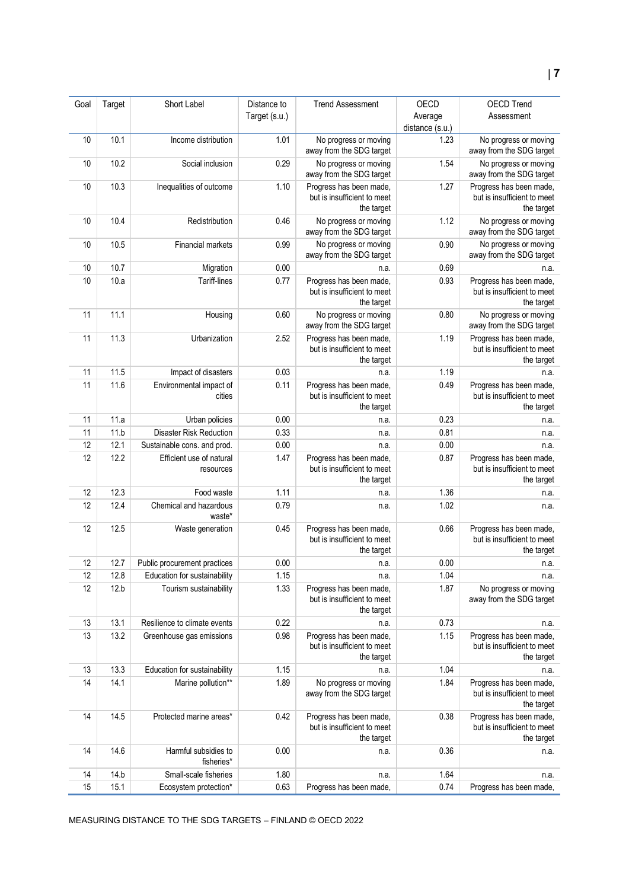| Goal | Target | Short Label | Distance to Target (s.u.) | Trend Assessment | OECD Average distance (s.u.) | OECD Trend Assessment |
|---|---|---|---|---|---|---|
| 10 | 10.1 | Income distribution | 1.01 | No progress or moving away from the SDG target | 1.23 | No progress or moving away from the SDG target |
| 10 | 10.2 | Social inclusion | 0.29 | No progress or moving away from the SDG target | 1.54 | No progress or moving away from the SDG target |
| 10 | 10.3 | Inequalities of outcome | 1.10 | Progress has been made, but is insufficient to meet the target | 1.27 | Progress has been made, but is insufficient to meet the target |
| 10 | 10.4 | Redistribution | 0.46 | No progress or moving away from the SDG target | 1.12 | No progress or moving away from the SDG target |
| 10 | 10.5 | Financial markets | 0.99 | No progress or moving away from the SDG target | 0.90 | No progress or moving away from the SDG target |
| 10 | 10.7 | Migration | 0.00 | n.a. | 0.69 | n.a. |
| 10 | 10.a | Tariff-lines | 0.77 | Progress has been made, but is insufficient to meet the target | 0.93 | Progress has been made, but is insufficient to meet the target |
| 11 | 11.1 | Housing | 0.60 | No progress or moving away from the SDG target | 0.80 | No progress or moving away from the SDG target |
| 11 | 11.3 | Urbanization | 2.52 | Progress has been made, but is insufficient to meet the target | 1.19 | Progress has been made, but is insufficient to meet the target |
| 11 | 11.5 | Impact of disasters | 0.03 | n.a. | 1.19 | n.a. |
| 11 | 11.6 | Environmental impact of cities | 0.11 | Progress has been made, but is insufficient to meet the target | 0.49 | Progress has been made, but is insufficient to meet the target |
| 11 | 11.a | Urban policies | 0.00 | n.a. | 0.23 | n.a. |
| 11 | 11.b | Disaster Risk Reduction | 0.33 | n.a. | 0.81 | n.a. |
| 12 | 12.1 | Sustainable cons. and prod. | 0.00 | n.a. | 0.00 | n.a. |
| 12 | 12.2 | Efficient use of natural resources | 1.47 | Progress has been made, but is insufficient to meet the target | 0.87 | Progress has been made, but is insufficient to meet the target |
| 12 | 12.3 | Food waste | 1.11 | n.a. | 1.36 | n.a. |
| 12 | 12.4 | Chemical and hazardous waste* | 0.79 | n.a. | 1.02 | n.a. |
| 12 | 12.5 | Waste generation | 0.45 | Progress has been made, but is insufficient to meet the target | 0.66 | Progress has been made, but is insufficient to meet the target |
| 12 | 12.7 | Public procurement practices | 0.00 | n.a. | 0.00 | n.a. |
| 12 | 12.8 | Education for sustainability | 1.15 | n.a. | 1.04 | n.a. |
| 12 | 12.b | Tourism sustainability | 1.33 | Progress has been made, but is insufficient to meet the target | 1.87 | No progress or moving away from the SDG target |
| 13 | 13.1 | Resilience to climate events | 0.22 | n.a. | 0.73 | n.a. |
| 13 | 13.2 | Greenhouse gas emissions | 0.98 | Progress has been made, but is insufficient to meet the target | 1.15 | Progress has been made, but is insufficient to meet the target |
| 13 | 13.3 | Education for sustainability | 1.15 | n.a. | 1.04 | n.a. |
| 14 | 14.1 | Marine pollution** | 1.89 | No progress or moving away from the SDG target | 1.84 | Progress has been made, but is insufficient to meet the target |
| 14 | 14.5 | Protected marine areas* | 0.42 | Progress has been made, but is insufficient to meet the target | 0.38 | Progress has been made, but is insufficient to meet the target |
| 14 | 14.6 | Harmful subsidies to fisheries* | 0.00 | n.a. | 0.36 | n.a. |
| 14 | 14.b | Small-scale fisheries | 1.80 | n.a. | 1.64 | n.a. |
| 15 | 15.1 | Ecosystem protection* | 0.63 | Progress has been made, | 0.74 | Progress has been made, |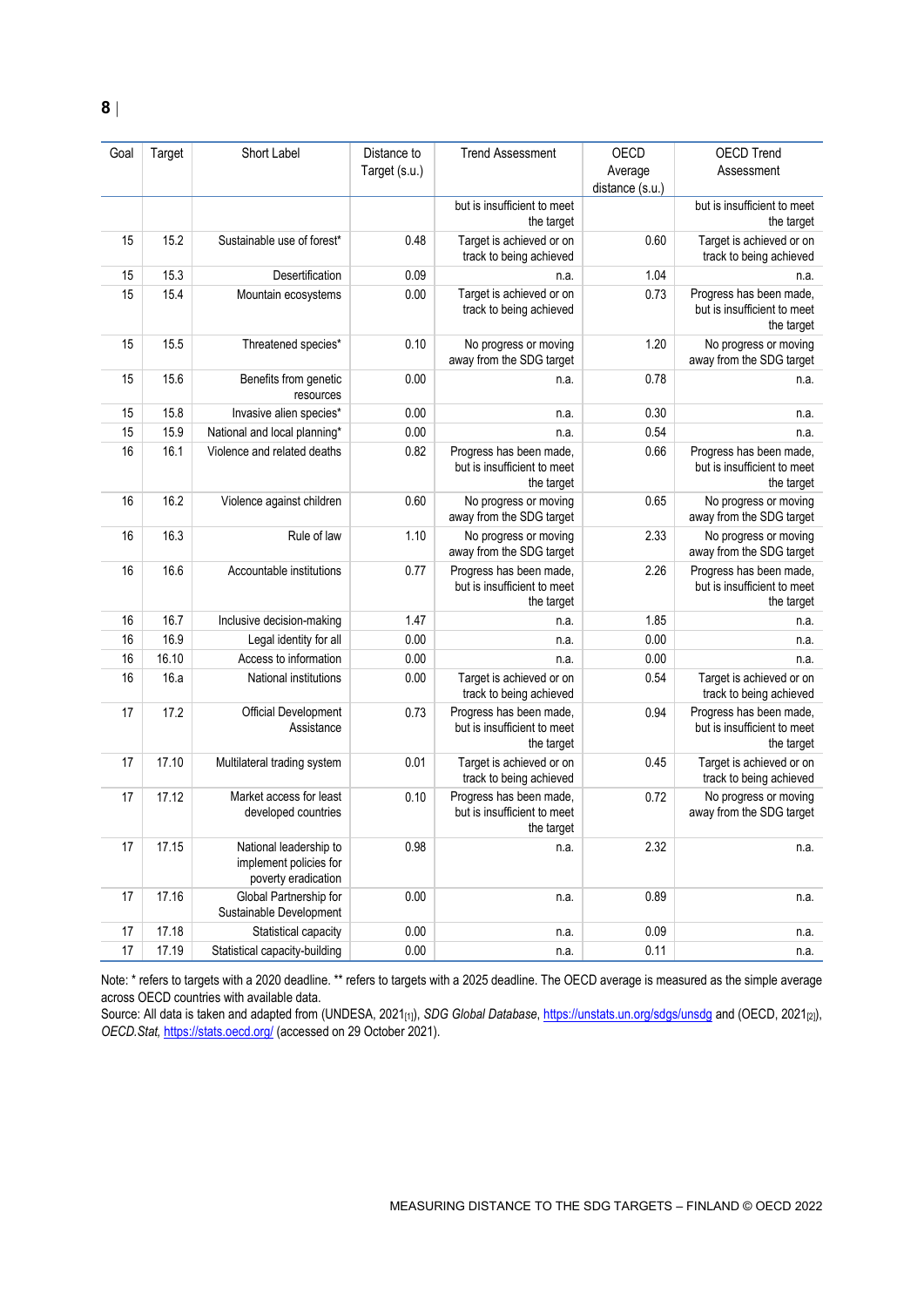| Goal | Target | Short Label | Distance to Target (s.u.) | Trend Assessment | OECD Average distance (s.u.) | OECD Trend Assessment |
|---|---|---|---|---|---|---|
| | | | | but is insufficient to meet the target | | but is insufficient to meet the target |
| 15 | 15.2 | Sustainable use of forest* | 0.48 | Target is achieved or on track to being achieved | 0.60 | Target is achieved or on track to being achieved |
| 15 | 15.3 | Desertification | 0.09 | n.a. | 1.04 | n.a. |
| 15 | 15.4 | Mountain ecosystems | 0.00 | Target is achieved or on track to being achieved | 0.73 | Progress has been made, but is insufficient to meet the target |
| 15 | 15.5 | Threatened species* | 0.10 | No progress or moving away from the SDG target | 1.20 | No progress or moving away from the SDG target |
| 15 | 15.6 | Benefits from genetic resources | 0.00 | n.a. | 0.78 | n.a. |
| 15 | 15.8 | Invasive alien species* | 0.00 | n.a. | 0.30 | n.a. |
| 15 | 15.9 | National and local planning* | 0.00 | n.a. | 0.54 | n.a. |
| 16 | 16.1 | Violence and related deaths | 0.82 | Progress has been made, but is insufficient to meet the target | 0.66 | Progress has been made, but is insufficient to meet the target |
| 16 | 16.2 | Violence against children | 0.60 | No progress or moving away from the SDG target | 0.65 | No progress or moving away from the SDG target |
| 16 | 16.3 | Rule of law | 1.10 | No progress or moving away from the SDG target | 2.33 | No progress or moving away from the SDG target |
| 16 | 16.6 | Accountable institutions | 0.77 | Progress has been made, but is insufficient to meet the target | 2.26 | Progress has been made, but is insufficient to meet the target |
| 16 | 16.7 | Inclusive decision-making | 1.47 | n.a. | 1.85 | n.a. |
| 16 | 16.9 | Legal identity for all | 0.00 | n.a. | 0.00 | n.a. |
| 16 | 16.10 | Access to information | 0.00 | n.a. | 0.00 | n.a. |
| 16 | 16.a | National institutions | 0.00 | Target is achieved or on track to being achieved | 0.54 | Target is achieved or on track to being achieved |
| 17 | 17.2 | Official Development Assistance | 0.73 | Progress has been made, but is insufficient to meet the target | 0.94 | Progress has been made, but is insufficient to meet the target |
| 17 | 17.10 | Multilateral trading system | 0.01 | Target is achieved or on track to being achieved | 0.45 | Target is achieved or on track to being achieved |
| 17 | 17.12 | Market access for least developed countries | 0.10 | Progress has been made, but is insufficient to meet the target | 0.72 | No progress or moving away from the SDG target |
| 17 | 17.15 | National leadership to implement policies for poverty eradication | 0.98 | n.a. | 2.32 | n.a. |
| 17 | 17.16 | Global Partnership for Sustainable Development | 0.00 | n.a. | 0.89 | n.a. |
| 17 | 17.18 | Statistical capacity | 0.00 | n.a. | 0.09 | n.a. |
| 17 | 17.19 | Statistical capacity-building | 0.00 | n.a. | 0.11 | n.a. |

Note: * refers to targets with a 2020 deadline. ** refers to targets with a 2025 deadline. The OECD average is measured as the simple average across OECD countries with available data.
Source: All data is taken and adapted from (UNDESA, 2021[1]), *SDG Global Database*, https://unstats.un.org/sdgs/unsdg and (OECD, 2021[2]), *OECD.Stat*, https://stats.oecd.org/ (accessed on 29 October 2021).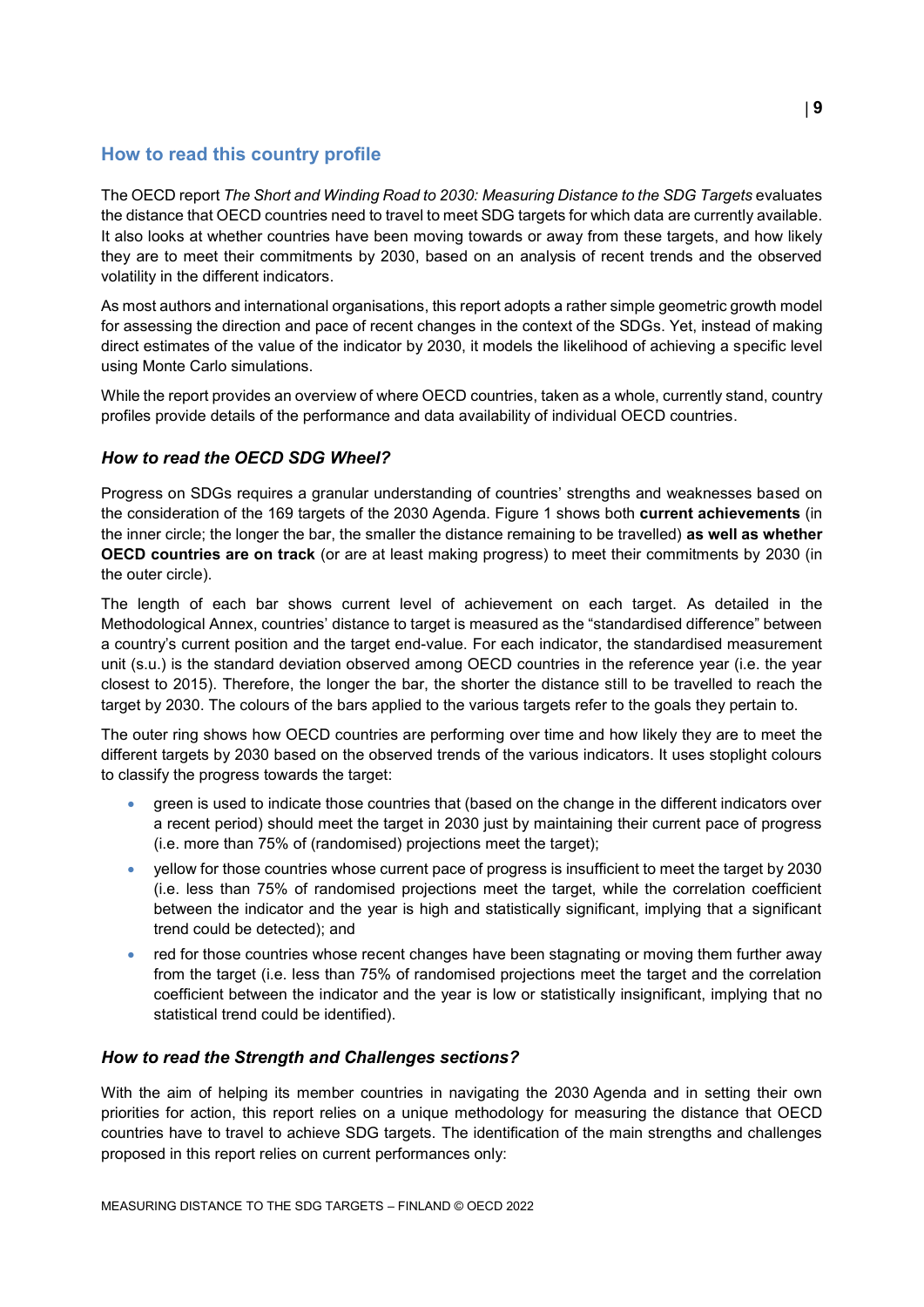## How to read this country profile

The OECD report *The Short and Winding Road to 2030: Measuring Distance to the SDG Targets* evaluates the distance that OECD countries need to travel to meet SDG targets for which data are currently available. It also looks at whether countries have been moving towards or away from these targets, and how likely they are to meet their commitments by 2030, based on an analysis of recent trends and the observed volatility in the different indicators.

As most authors and international organisations, this report adopts a rather simple geometric growth model for assessing the direction and pace of recent changes in the context of the SDGs. Yet, instead of making direct estimates of the value of the indicator by 2030, it models the likelihood of achieving a specific level using Monte Carlo simulations.

While the report provides an overview of where OECD countries, taken as a whole, currently stand, country profiles provide details of the performance and data availability of individual OECD countries.

### *How to read the OECD SDG Wheel?*

Progress on SDGs requires a granular understanding of countries' strengths and weaknesses based on the consideration of the 169 targets of the 2030 Agenda. Figure 1 shows both **current achievements** (in the inner circle; the longer the bar, the smaller the distance remaining to be travelled) **as well as whether OECD countries are on track** (or are at least making progress) to meet their commitments by 2030 (in the outer circle).

The length of each bar shows current level of achievement on each target. As detailed in the Methodological Annex, countries' distance to target is measured as the "standardised difference" between a country's current position and the target end-value. For each indicator, the standardised measurement unit (s.u.) is the standard deviation observed among OECD countries in the reference year (i.e. the year closest to 2015). Therefore, the longer the bar, the shorter the distance still to be travelled to reach the target by 2030. The colours of the bars applied to the various targets refer to the goals they pertain to.

The outer ring shows how OECD countries are performing over time and how likely they are to meet the different targets by 2030 based on the observed trends of the various indicators. It uses stoplight colours to classify the progress towards the target:

- green is used to indicate those countries that (based on the change in the different indicators over a recent period) should meet the target in 2030 just by maintaining their current pace of progress (i.e. more than 75% of (randomised) projections meet the target);
- yellow for those countries whose current pace of progress is insufficient to meet the target by 2030 (i.e. less than 75% of randomised projections meet the target, while the correlation coefficient between the indicator and the year is high and statistically significant, implying that a significant trend could be detected); and
- red for those countries whose recent changes have been stagnating or moving them further away from the target (i.e. less than 75% of randomised projections meet the target and the correlation coefficient between the indicator and the year is low or statistically insignificant, implying that no statistical trend could be identified).

### *How to read the Strength and Challenges sections?*

With the aim of helping its member countries in navigating the 2030 Agenda and in setting their own priorities for action, this report relies on a unique methodology for measuring the distance that OECD countries have to travel to achieve SDG targets. The identification of the main strengths and challenges proposed in this report relies on current performances only: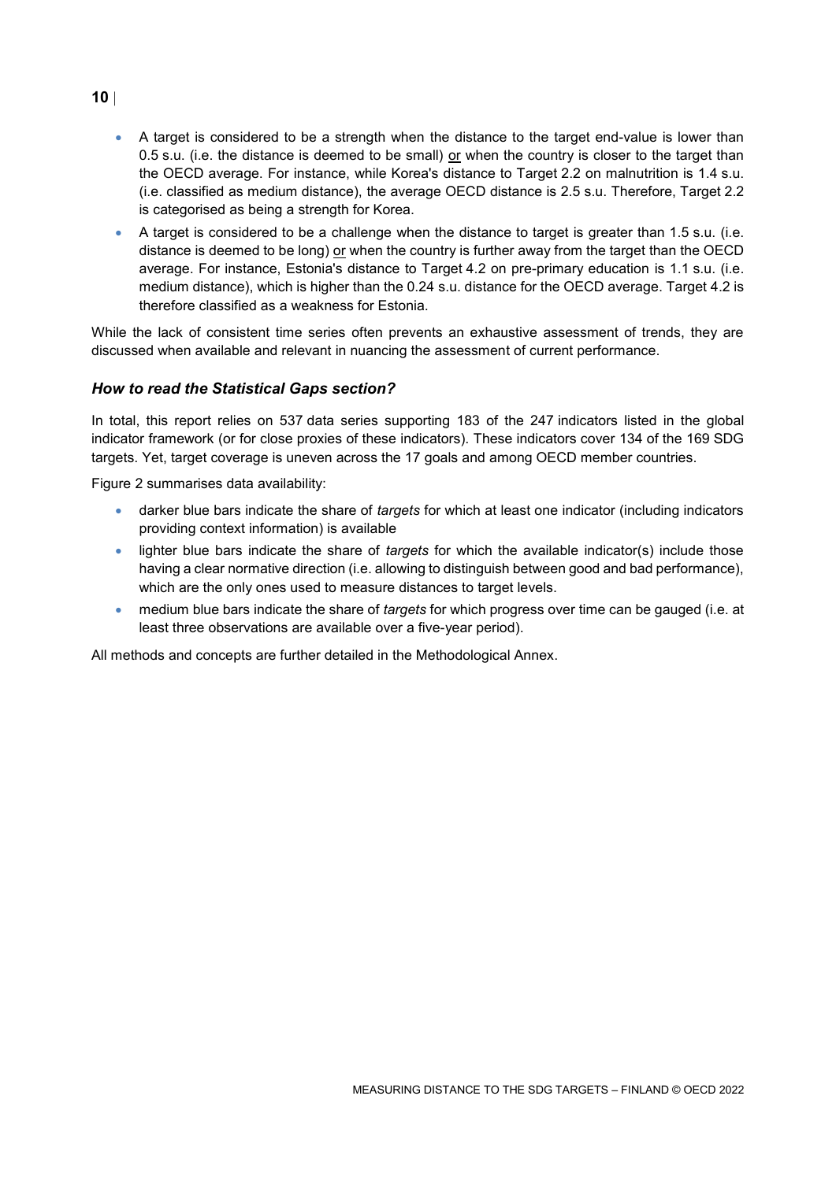- A target is considered to be a strength when the distance to the target end-value is lower than 0.5 s.u. (i.e. the distance is deemed to be small) or when the country is closer to the target than the OECD average. For instance, while Korea's distance to Target 2.2 on malnutrition is 1.4 s.u. (i.e. classified as medium distance), the average OECD distance is 2.5 s.u. Therefore, Target 2.2 is categorised as being a strength for Korea.
- A target is considered to be a challenge when the distance to target is greater than 1.5 s.u. (i.e. distance is deemed to be long) or when the country is further away from the target than the OECD average. For instance, Estonia's distance to Target 4.2 on pre-primary education is 1.1 s.u. (i.e. medium distance), which is higher than the 0.24 s.u. distance for the OECD average. Target 4.2 is therefore classified as a weakness for Estonia.

While the lack of consistent time series often prevents an exhaustive assessment of trends, they are discussed when available and relevant in nuancing the assessment of current performance.

### *How to read the Statistical Gaps section?*

In total, this report relies on 537 data series supporting 183 of the 247 indicators listed in the global indicator framework (or for close proxies of these indicators). These indicators cover 134 of the 169 SDG targets. Yet, target coverage is uneven across the 17 goals and among OECD member countries.

Figure 2 summarises data availability:

- darker blue bars indicate the share of *targets* for which at least one indicator (including indicators providing context information) is available
- lighter blue bars indicate the share of *targets* for which the available indicator(s) include those having a clear normative direction (i.e. allowing to distinguish between good and bad performance), which are the only ones used to measure distances to target levels.
- medium blue bars indicate the share of *targets* for which progress over time can be gauged (i.e. at least three observations are available over a five-year period).

All methods and concepts are further detailed in the Methodological Annex.